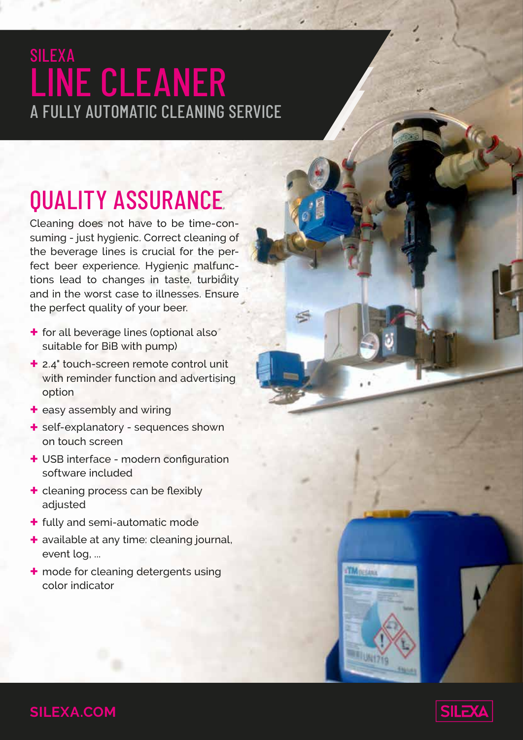SILEXA

# LINE CLEANER

A FULLY AUTOMATIC CLEANING SERVICE

## QUALITY ASSURANCE

Cleaning does not have to be time-consuming - just hygienic. Correct cleaning of the beverage lines is crucial for the perfect beer experience. Hygienic malfunctions lead to changes in taste, turbidity and in the worst case to illnesses. Ensure the perfect quality of your beer.

- for all beverage lines (optional also suitable for BiB with pump)
- 2.4" touch-screen remote control unit with reminder function and advertising option
- easy assembly and wiring
- self-explanatory - sequences shown on touch screen
- USB interface - modern configuration software included
- cleaning process can be flexibly adjusted
- fully and semi-automatic mode
- available at any time: cleaning journal, event log, ...
- mode for cleaning detergents using color indicator

SILEXA.COM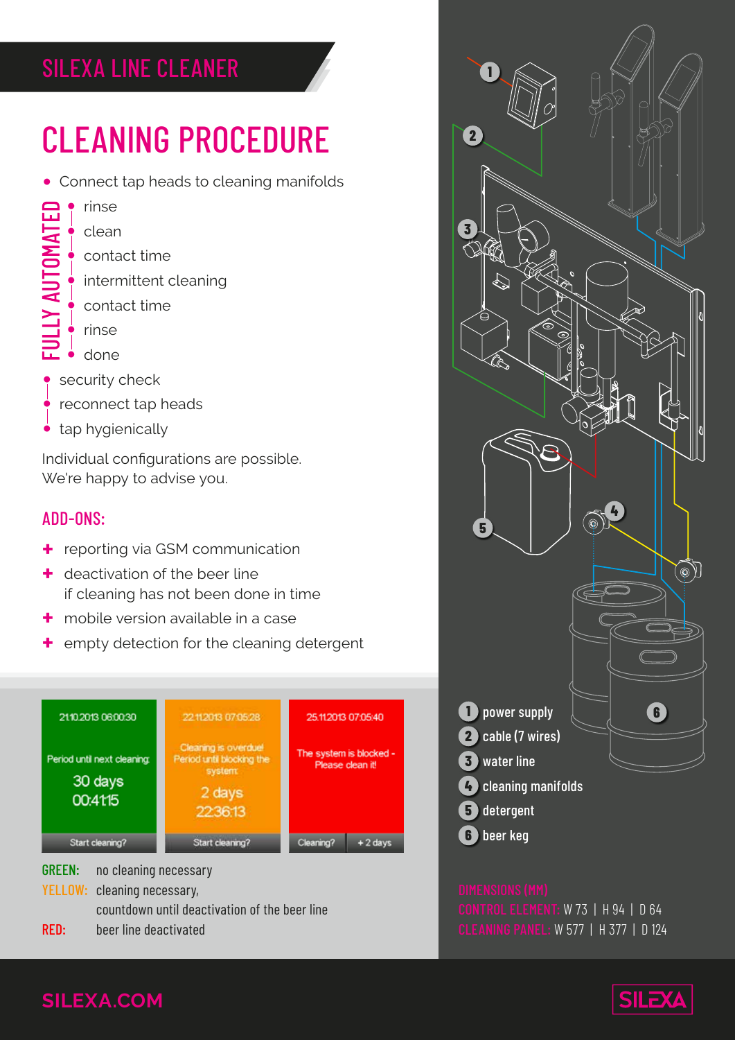# SILEXA LINE CLEANER

## CLEANING PROCEDURE

- Connect tap heads to cleaning manifolds

FULLY AUTOMATED
- rinse
- clean
- contact time
- intermittent cleaning
- contact time
- rinse
- done

- security check
- reconnect tap heads
- tap hygienically

Individual configurations are possible.
We're happy to advise you.

### ADD-ONS:

+ reporting via GSM communication
+ deactivation of the beer line if cleaning has not been done in time
+ mobile version available in a case
+ empty detection for the cleaning detergent

21.10.2013 06:00:30
Period until next cleaning:
30 days
00:41:15
Start cleaning?

22.11.2013 07:05:28
Cleaning is overdue! Period until blocking the system:
2 days
22:36:13
Start cleaning?

25.11.2013 07:05:40
The system is blocked - Please clean it!
Cleaning? | + 2 days

**GREEN:** no cleaning necessary
**YELLOW:** cleaning necessary, countdown until deactivation of the beer line
**RED:** beer line deactivated

1 power supply
2 cable (7 wires)
3 water line
4 cleaning manifolds
5 detergent
6 beer keg

DIMENSIONS (MM)
CONTROL ELEMENT: W 73 | H 94 | D 64
CLEANING PANEL: W 577 | H 377 | D 124

SILEXA.COM

SILEXA